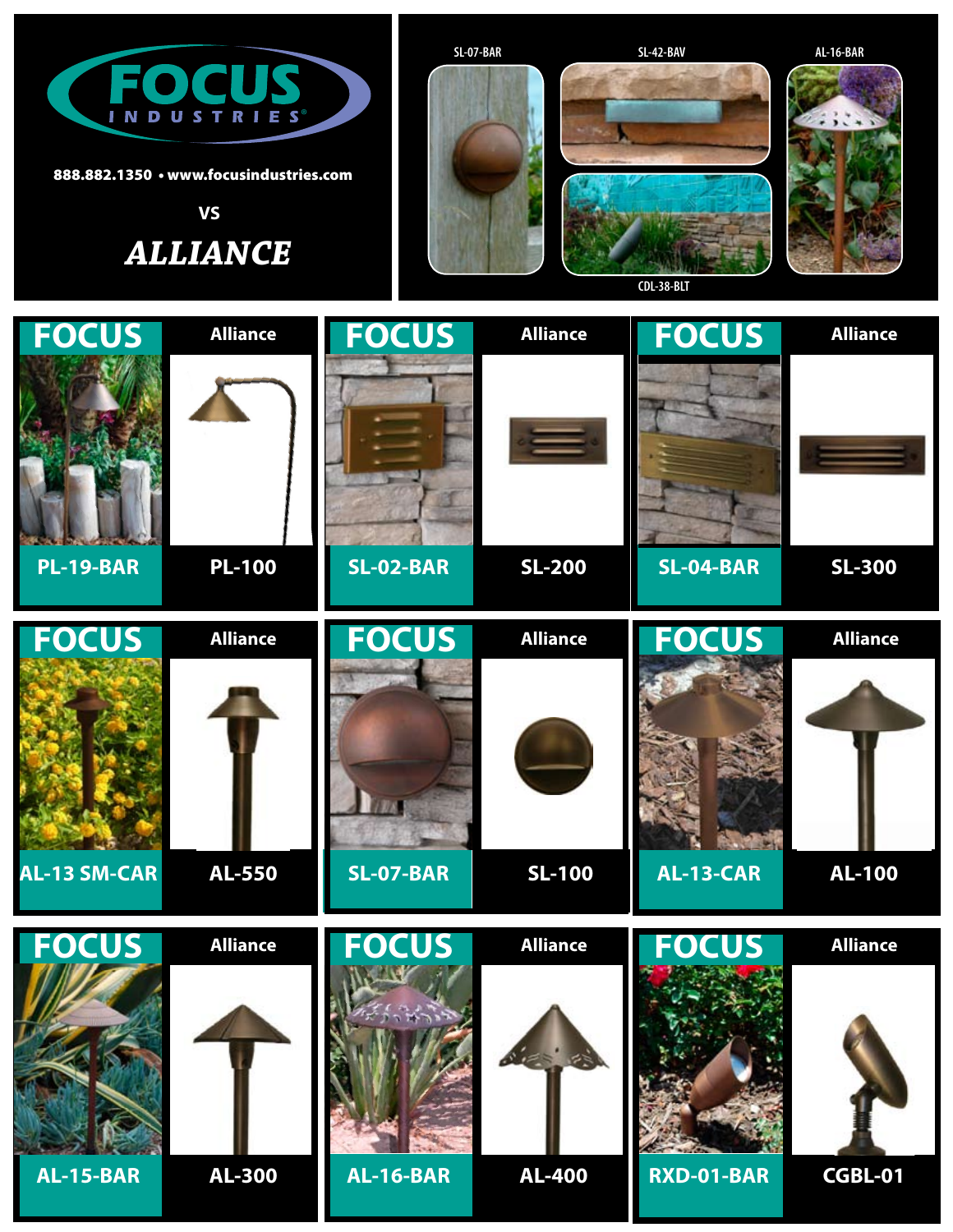# FOCUS INDUSTRIES®

888.882.1350 • www.focusindustries.com

VS

***ALLIANCE***

SL-07-BAR

SL-42-BAV

AL-16-BAR

CDL-38-BLT

| FOCUS | Alliance |
|---|---|
| PL-19-BAR | PL-100 |
| SL-02-BAR | SL-200 |
| SL-04-BAR | SL-300 |
| AL-13 SM-CAR | AL-550 |
| SL-07-BAR | SL-100 |
| AL-13-CAR | AL-100 |
| AL-15-BAR | AL-300 |
| AL-16-BAR | AL-400 |
| RXD-01-BAR | CGBL-01 |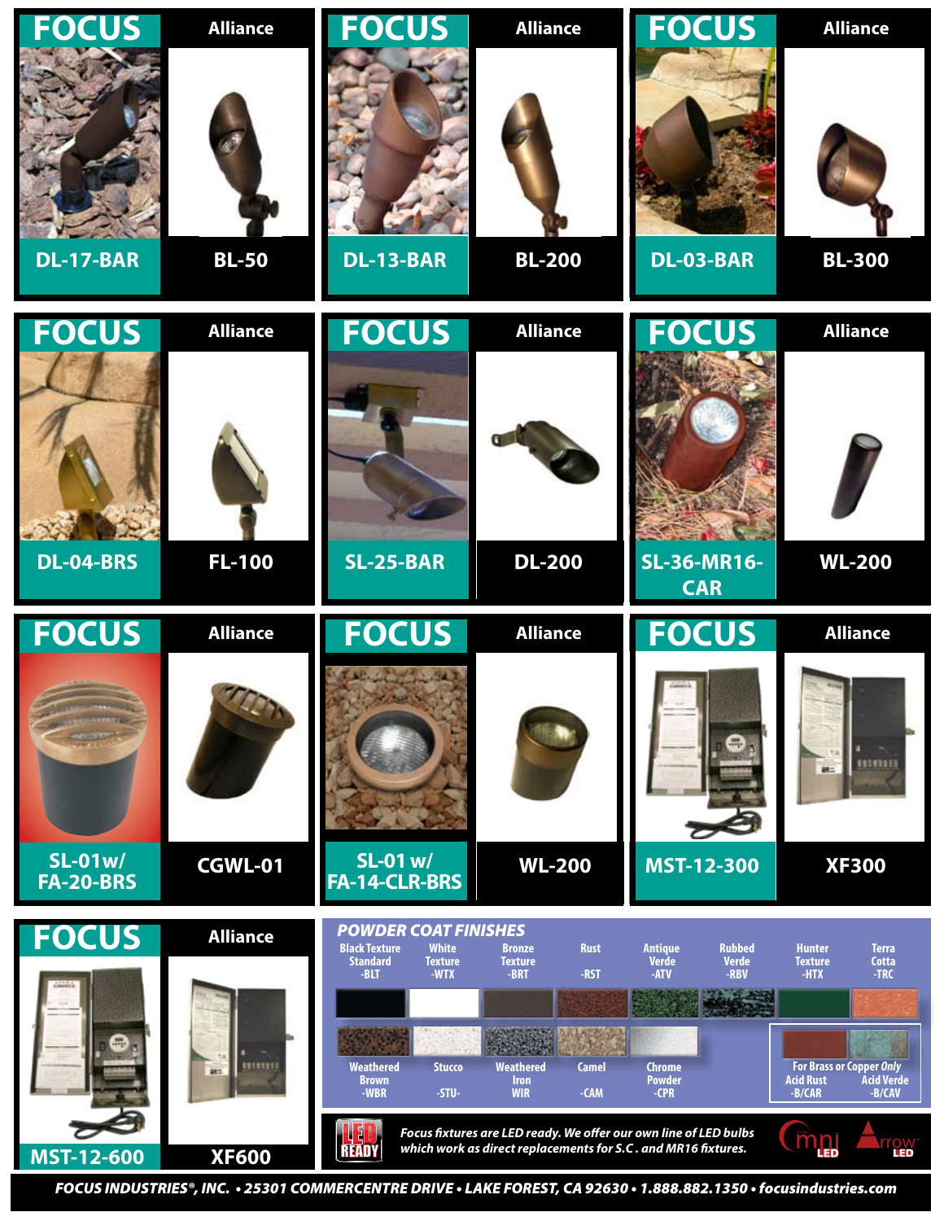| FOCUS | Alliance |
| --- | --- |
| DL-17-BAR | BL-50 |
| DL-13-BAR | BL-200 |
| DL-03-BAR | BL-300 |
| DL-04-BRS | FL-100 |
| SL-25-BAR | DL-200 |
| SL-36-MR16-CAR | WL-200 |
| SL-01w/ FA-20-BRS | CGWL-01 |
| SL-01 w/ FA-14-CLR-BRS | WL-200 |
| MST-12-300 | XF300 |
| MST-12-600 | XF600 |

## POWDER COAT FINISHES

| Black Texture Standard | White Texture | Bronze Texture | Rust | Antique Verde | Rubbed Verde | Hunter Texture | Terra Cotta |
| --- | --- | --- | --- | --- | --- | --- | --- |
| -BLT | -WTX | -BRT | -RST | -ATV | -RBV | -HTX | -TRC |

| Weathered Brown | Stucco | Weathered Iron | Camel | Chrome Powder |
| --- | --- | --- | --- | --- |
| -WBR | -STU- | WIR | -CAM | -CPR |

For Brass or Copper *Only*

| Acid Rust | Acid Verde |
| --- | --- |
| -B/CAR | -B/CAV |

LED READY

*Focus fixtures are LED ready. We offer our own line of LED bulbs which work as direct replacements for S.C. and MR16 fixtures.*

Omni LED   Arrow LED

***FOCUS INDUSTRIES®, INC. • 25301 COMMERCENTRE DRIVE • LAKE FOREST, CA 92630 • 1.888.882.1350 • focusindustries.com***